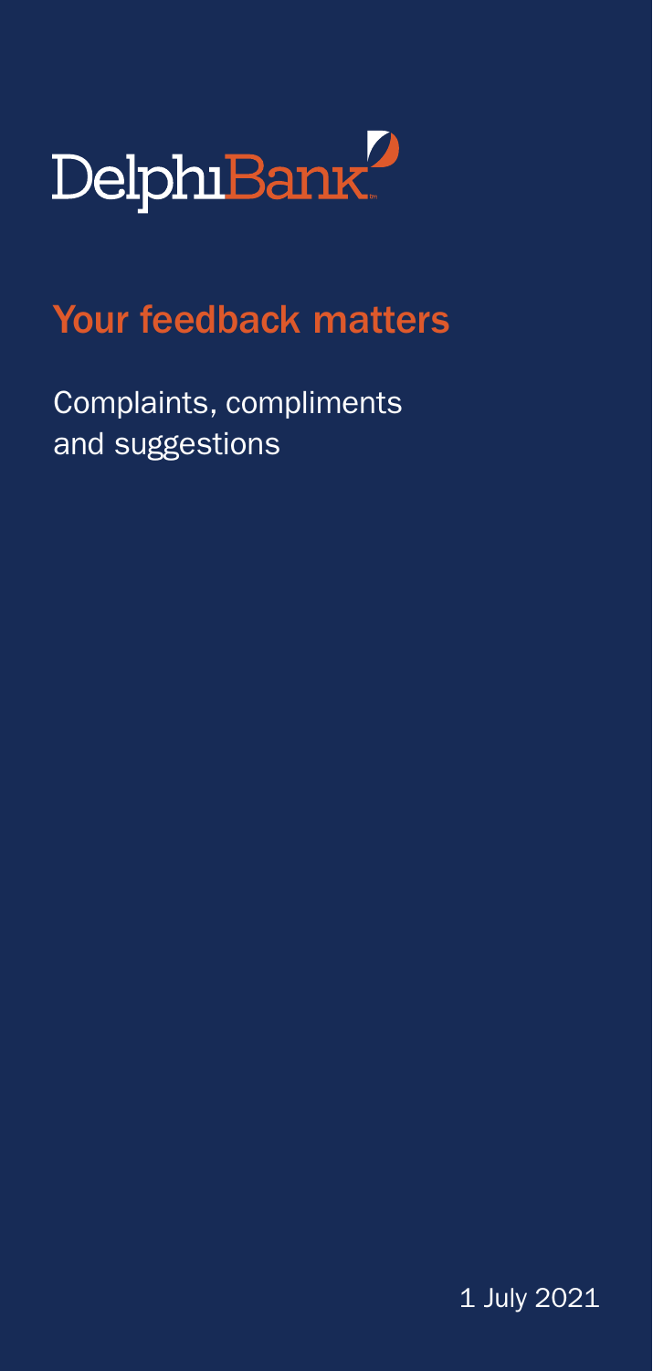DelphiBank

# Your feedback matters

Complaints, compliments and suggestions

1 July 2021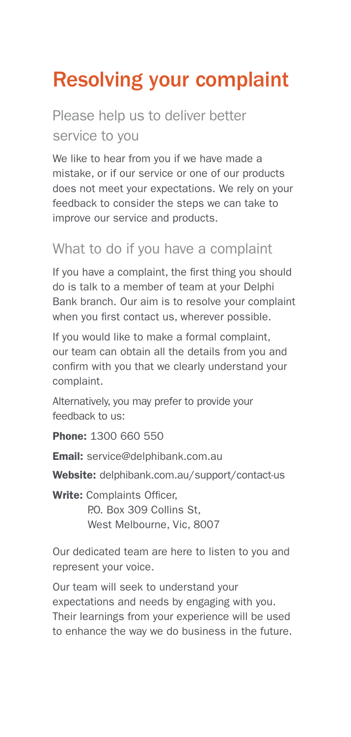# Resolving your complaint

## Please help us to deliver better service to you

We like to hear from you if we have made a mistake, or if our service or one of our products does not meet your expectations. We rely on your feedback to consider the steps we can take to improve our service and products.

## What to do if you have a complaint

If you have a complaint, the first thing you should do is talk to a member of team at your Delphi Bank branch. Our aim is to resolve your complaint when you first contact us, wherever possible.

If you would like to make a formal complaint, our team can obtain all the details from you and confirm with you that we clearly understand your complaint.

Alternatively, you may prefer to provide your feedback to us:

**Phone:** 1300 660 550

**Email:** service@delphibank.com.au

**Website:** delphibank.com.au/support/contact-us

**Write:** Complaints Officer,
P.O. Box 309 Collins St,
West Melbourne, Vic, 8007

Our dedicated team are here to listen to you and represent your voice.

Our team will seek to understand your expectations and needs by engaging with you. Their learnings from your experience will be used to enhance the way we do business in the future.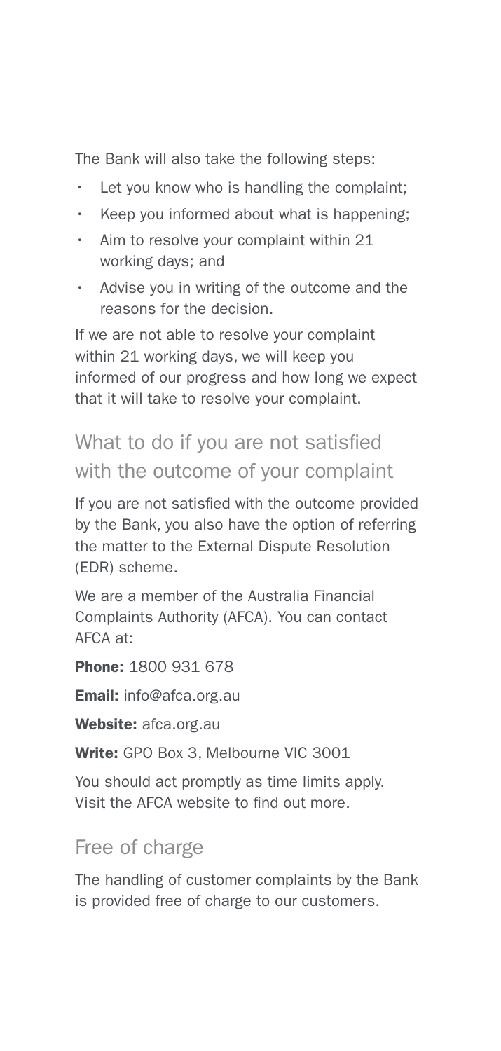The Bank will also take the following steps:

- Let you know who is handling the complaint;
- Keep you informed about what is happening;
- Aim to resolve your complaint within 21 working days; and
- Advise you in writing of the outcome and the reasons for the decision.

If we are not able to resolve your complaint within 21 working days, we will keep you informed of our progress and how long we expect that it will take to resolve your complaint.

## What to do if you are not satisfied with the outcome of your complaint

If you are not satisfied with the outcome provided by the Bank, you also have the option of referring the matter to the External Dispute Resolution (EDR) scheme.

We are a member of the Australia Financial Complaints Authority (AFCA). You can contact AFCA at:

**Phone:** 1800 931 678

**Email:** info@afca.org.au

**Website:** afca.org.au

**Write:** GPO Box 3, Melbourne VIC 3001

You should act promptly as time limits apply. Visit the AFCA website to find out more.

## Free of charge

The handling of customer complaints by the Bank is provided free of charge to our customers.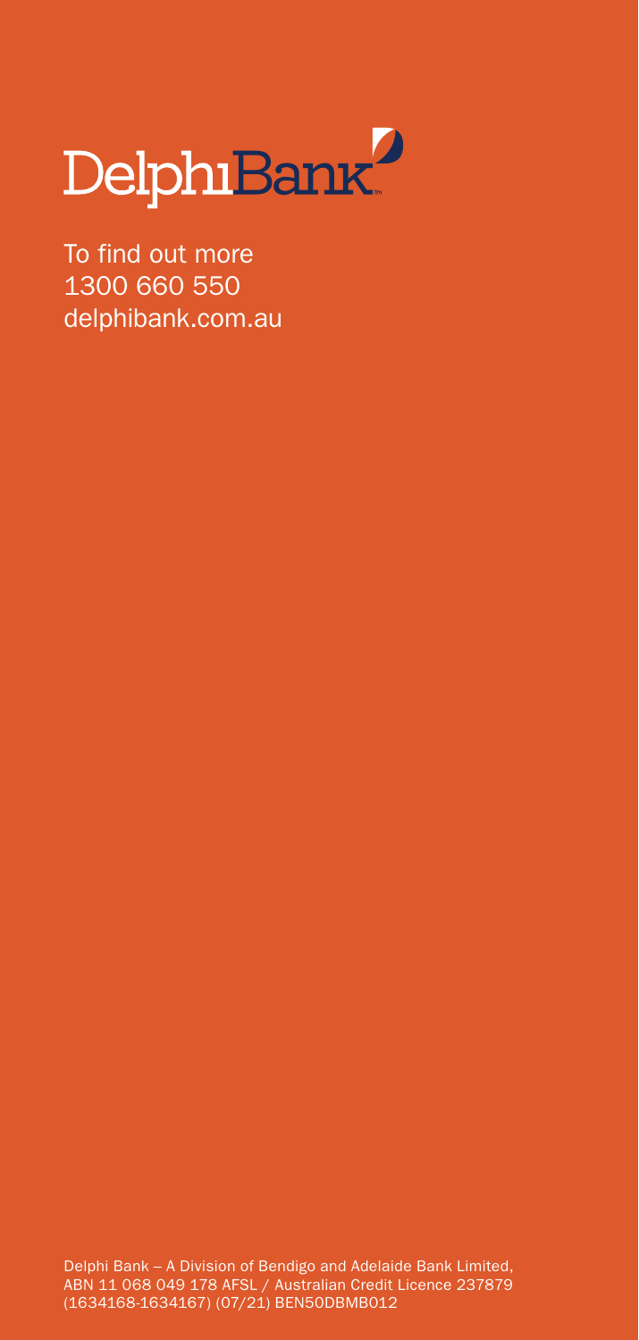DelphiBank

To find out more
1300 660 550
delphibank.com.au

Delphi Bank – A Division of Bendigo and Adelaide Bank Limited,
ABN 11 068 049 178 AFSL / Australian Credit Licence 237879
(1634168-1634167) (07/21) BEN50DBMB012